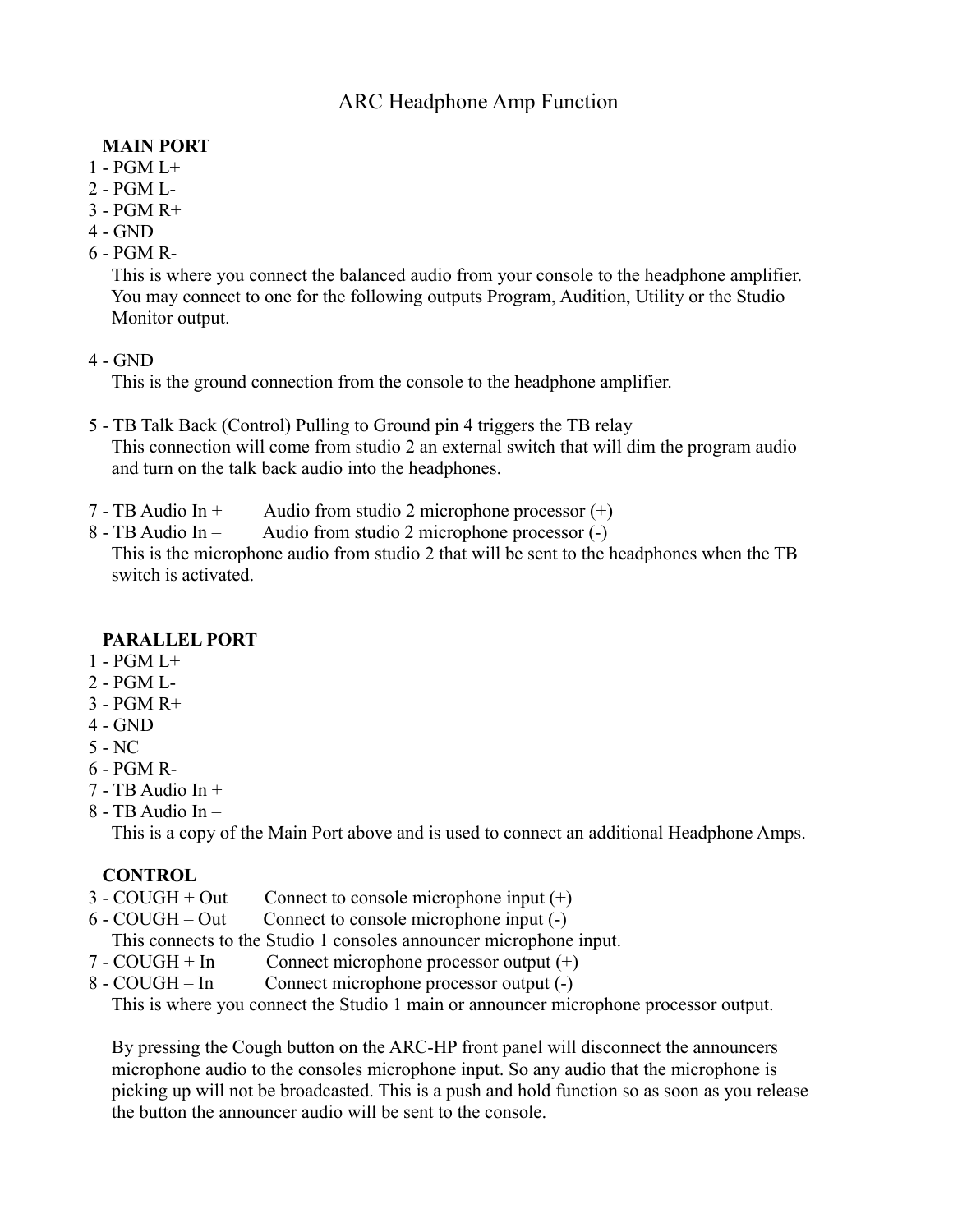# ARC Headphone Amp Function

**MAIN PORT**

1 - PGM L+
2 - PGM L-
3 - PGM R+
4 - GND
6 - PGM R-

This is where you connect the balanced audio from your console to the headphone amplifier. You may connect to one for the following outputs Program, Audition, Utility or the Studio Monitor output.

4 - GND

This is the ground connection from the console to the headphone amplifier.

5 - TB Talk Back (Control) Pulling to Ground pin 4 triggers the TB relay

This connection will come from studio 2 an external switch that will dim the program audio and turn on the talk back audio into the headphones.

7 - TB Audio In + Audio from studio 2 microphone processor (+)
8 - TB Audio In – Audio from studio 2 microphone processor (-)

This is the microphone audio from studio 2 that will be sent to the headphones when the TB switch is activated.

**PARALLEL PORT**

1 - PGM L+
2 - PGM L-
3 - PGM R+
4 - GND
5 - NC
6 - PGM R-
7 - TB Audio In +
8 - TB Audio In –

This is a copy of the Main Port above and is used to connect an additional Headphone Amps.

**CONTROL**

3 - COUGH + Out Connect to console microphone input (+)
6 - COUGH – Out Connect to console microphone input (-)

This connects to the Studio 1 consoles announcer microphone input.

7 - COUGH + In Connect microphone processor output (+)
8 - COUGH – In Connect microphone processor output (-)

This is where you connect the Studio 1 main or announcer microphone processor output.

By pressing the Cough button on the ARC-HP front panel will disconnect the announcers microphone audio to the consoles microphone input. So any audio that the microphone is picking up will not be broadcasted. This is a push and hold function so as soon as you release the button the announcer audio will be sent to the console.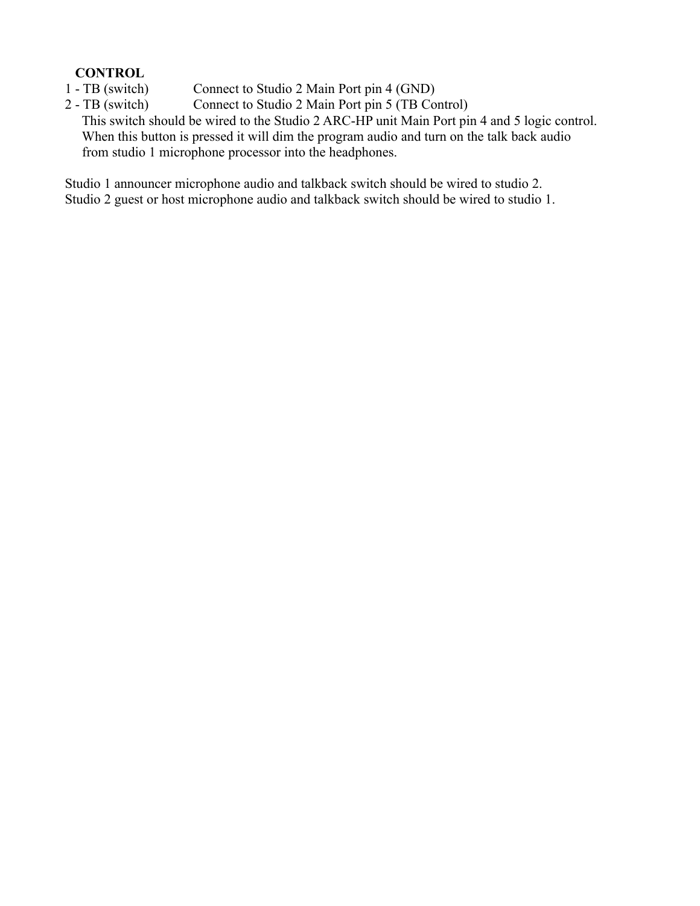**CONTROL**

1 - TB (switch)     Connect to Studio 2 Main Port pin 4 (GND)
2 - TB (switch)     Connect to Studio 2 Main Port pin 5 (TB Control)

This switch should be wired to the Studio 2 ARC-HP unit Main Port pin 4 and 5 logic control. When this button is pressed it will dim the program audio and turn on the talk back audio from studio 1 microphone processor into the headphones.

Studio 1 announcer microphone audio and talkback switch should be wired to studio 2.
Studio 2 guest or host microphone audio and talkback switch should be wired to studio 1.